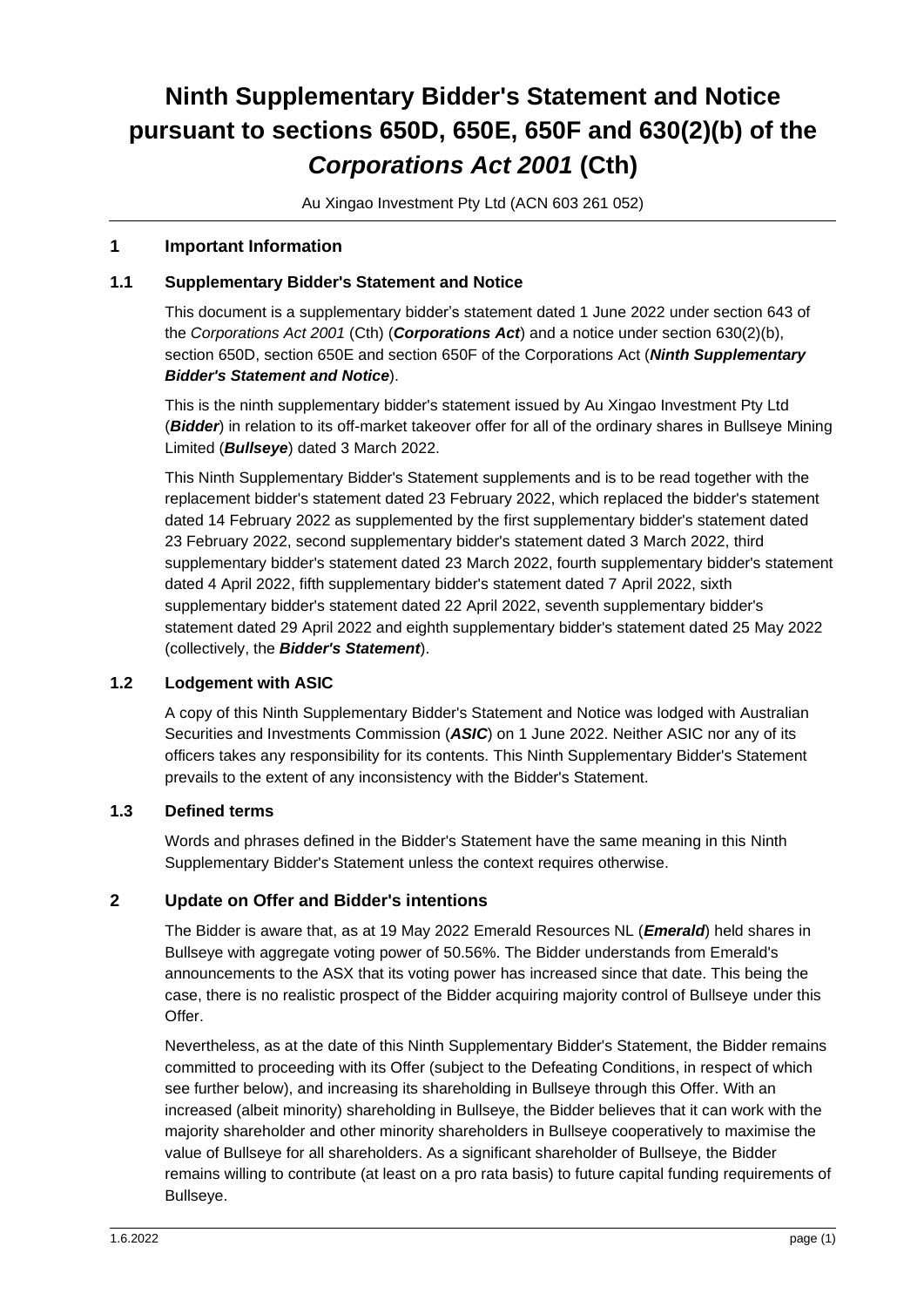# Ninth Supplementary Bidder's Statement and Notice pursuant to sections 650D, 650E, 650F and 630(2)(b) of the *Corporations Act 2001* (Cth)

Au Xingao Investment Pty Ltd (ACN 603 261 052)

## 1 Important Information

### 1.1 Supplementary Bidder's Statement and Notice

This document is a supplementary bidder's statement dated 1 June 2022 under section 643 of the *Corporations Act 2001* (Cth) (***Corporations Act***) and a notice under section 630(2)(b), section 650D, section 650E and section 650F of the Corporations Act (***Ninth Supplementary Bidder's Statement and Notice***).

This is the ninth supplementary bidder's statement issued by Au Xingao Investment Pty Ltd (***Bidder***) in relation to its off-market takeover offer for all of the ordinary shares in Bullseye Mining Limited (***Bullseye***) dated 3 March 2022.

This Ninth Supplementary Bidder's Statement supplements and is to be read together with the replacement bidder's statement dated 23 February 2022, which replaced the bidder's statement dated 14 February 2022 as supplemented by the first supplementary bidder's statement dated 23 February 2022, second supplementary bidder's statement dated 3 March 2022, third supplementary bidder's statement dated 23 March 2022, fourth supplementary bidder's statement dated 4 April 2022, fifth supplementary bidder's statement dated 7 April 2022, sixth supplementary bidder's statement dated 22 April 2022, seventh supplementary bidder's statement dated 29 April 2022 and eighth supplementary bidder's statement dated 25 May 2022 (collectively, the ***Bidder's Statement***).

### 1.2 Lodgement with ASIC

A copy of this Ninth Supplementary Bidder's Statement and Notice was lodged with Australian Securities and Investments Commission (***ASIC***) on 1 June 2022. Neither ASIC nor any of its officers takes any responsibility for its contents. This Ninth Supplementary Bidder's Statement prevails to the extent of any inconsistency with the Bidder's Statement.

### 1.3 Defined terms

Words and phrases defined in the Bidder's Statement have the same meaning in this Ninth Supplementary Bidder's Statement unless the context requires otherwise.

## 2 Update on Offer and Bidder's intentions

The Bidder is aware that, as at 19 May 2022 Emerald Resources NL (***Emerald***) held shares in Bullseye with aggregate voting power of 50.56%. The Bidder understands from Emerald's announcements to the ASX that its voting power has increased since that date. This being the case, there is no realistic prospect of the Bidder acquiring majority control of Bullseye under this Offer.

Nevertheless, as at the date of this Ninth Supplementary Bidder's Statement, the Bidder remains committed to proceeding with its Offer (subject to the Defeating Conditions, in respect of which see further below), and increasing its shareholding in Bullseye through this Offer. With an increased (albeit minority) shareholding in Bullseye, the Bidder believes that it can work with the majority shareholder and other minority shareholders in Bullseye cooperatively to maximise the value of Bullseye for all shareholders. As a significant shareholder of Bullseye, the Bidder remains willing to contribute (at least on a pro rata basis) to future capital funding requirements of Bullseye.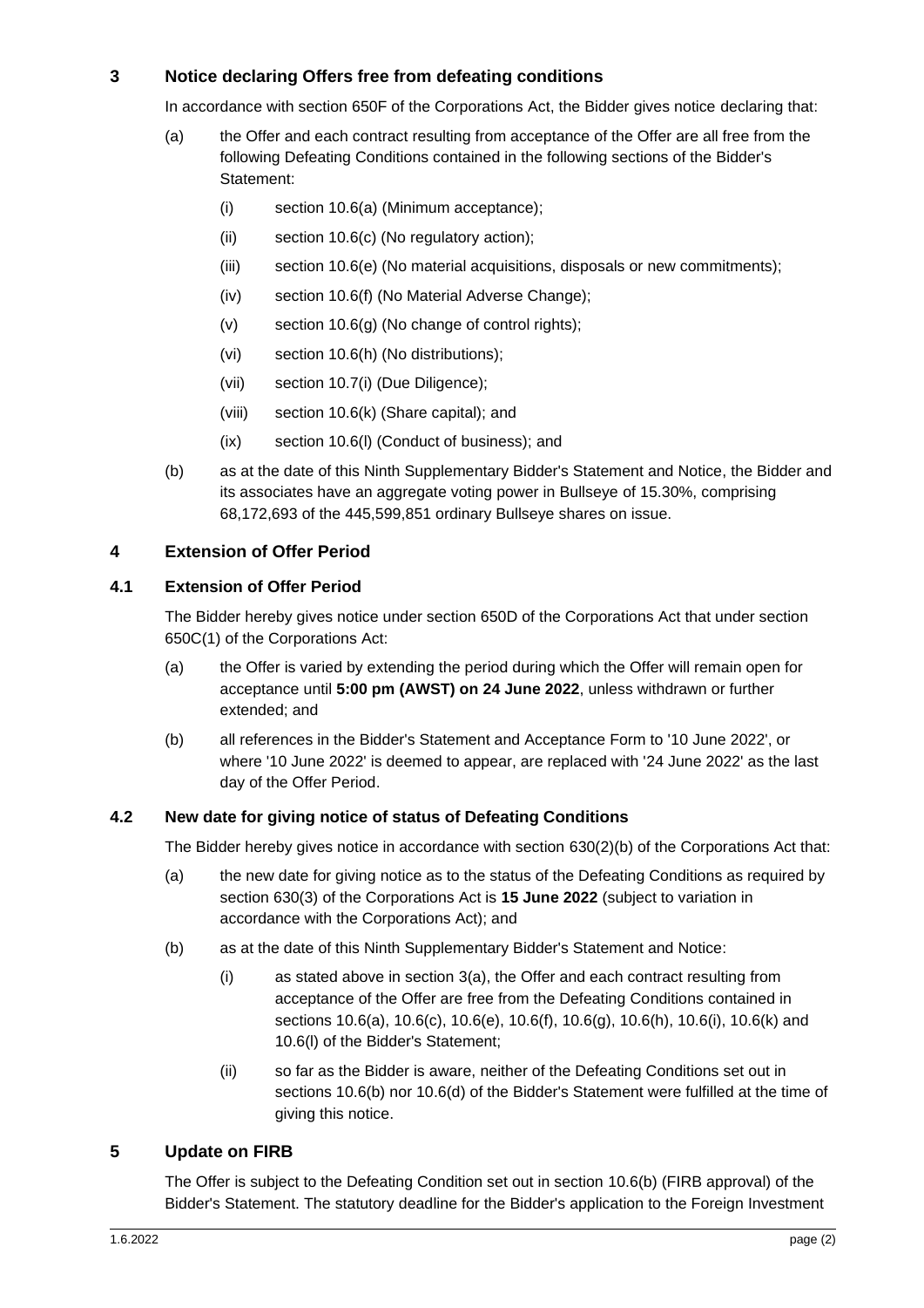## 3 Notice declaring Offers free from defeating conditions

In accordance with section 650F of the Corporations Act, the Bidder gives notice declaring that:

(a) the Offer and each contract resulting from acceptance of the Offer are all free from the following Defeating Conditions contained in the following sections of the Bidder's Statement:

   (i) section 10.6(a) (Minimum acceptance);

   (ii) section 10.6(c) (No regulatory action);

   (iii) section 10.6(e) (No material acquisitions, disposals or new commitments);

   (iv) section 10.6(f) (No Material Adverse Change);

   (v) section 10.6(g) (No change of control rights);

   (vi) section 10.6(h) (No distributions);

   (vii) section 10.7(i) (Due Diligence);

   (viii) section 10.6(k) (Share capital); and

   (ix) section 10.6(l) (Conduct of business); and

(b) as at the date of this Ninth Supplementary Bidder's Statement and Notice, the Bidder and its associates have an aggregate voting power in Bullseye of 15.30%, comprising 68,172,693 of the 445,599,851 ordinary Bullseye shares on issue.

## 4 Extension of Offer Period

### 4.1 Extension of Offer Period

The Bidder hereby gives notice under section 650D of the Corporations Act that under section 650C(1) of the Corporations Act:

(a) the Offer is varied by extending the period during which the Offer will remain open for acceptance until **5:00 pm (AWST) on 24 June 2022**, unless withdrawn or further extended; and

(b) all references in the Bidder's Statement and Acceptance Form to '10 June 2022', or where '10 June 2022' is deemed to appear, are replaced with '24 June 2022' as the last day of the Offer Period.

### 4.2 New date for giving notice of status of Defeating Conditions

The Bidder hereby gives notice in accordance with section 630(2)(b) of the Corporations Act that:

(a) the new date for giving notice as to the status of the Defeating Conditions as required by section 630(3) of the Corporations Act is **15 June 2022** (subject to variation in accordance with the Corporations Act); and

(b) as at the date of this Ninth Supplementary Bidder's Statement and Notice:

   (i) as stated above in section 3(a), the Offer and each contract resulting from acceptance of the Offer are free from the Defeating Conditions contained in sections 10.6(a), 10.6(c), 10.6(e), 10.6(f), 10.6(g), 10.6(h), 10.6(i), 10.6(k) and 10.6(l) of the Bidder's Statement;

   (ii) so far as the Bidder is aware, neither of the Defeating Conditions set out in sections 10.6(b) nor 10.6(d) of the Bidder's Statement were fulfilled at the time of giving this notice.

## 5 Update on FIRB

The Offer is subject to the Defeating Condition set out in section 10.6(b) (FIRB approval) of the Bidder's Statement. The statutory deadline for the Bidder's application to the Foreign Investment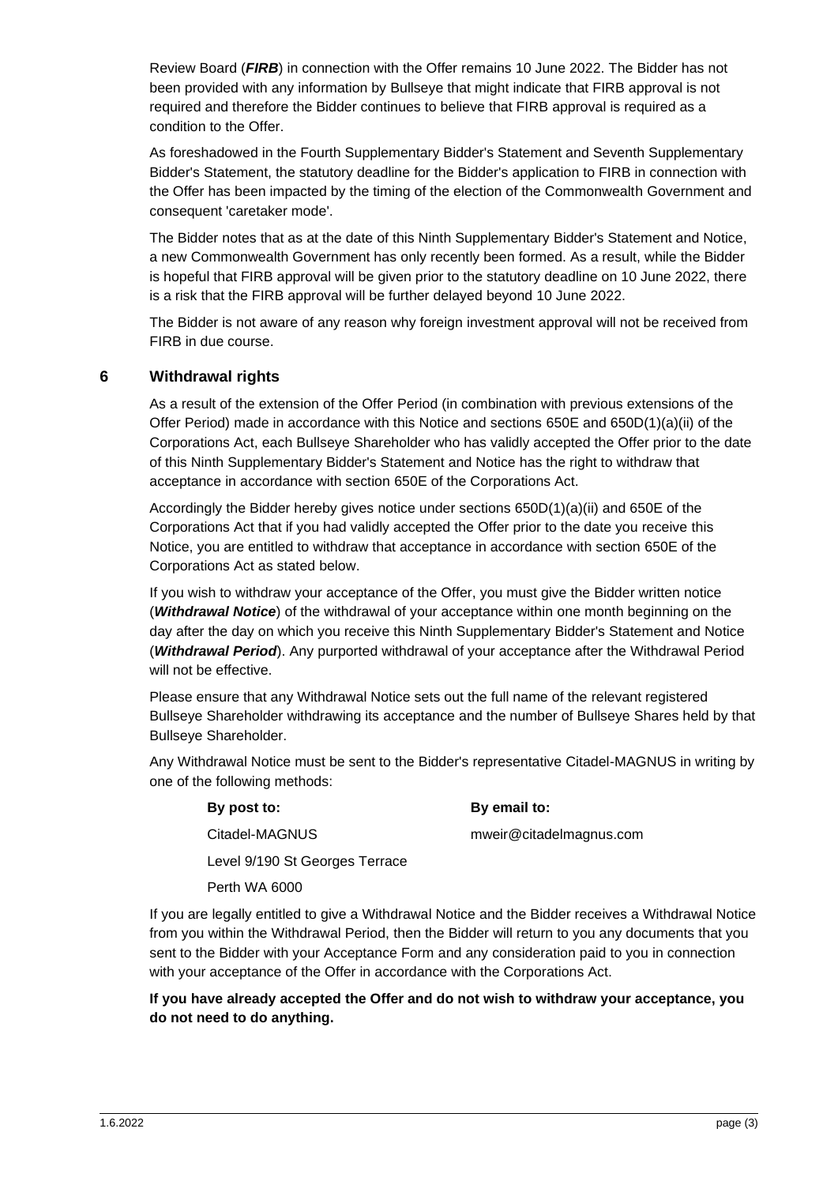Review Board (***FIRB***) in connection with the Offer remains 10 June 2022. The Bidder has not been provided with any information by Bullseye that might indicate that FIRB approval is not required and therefore the Bidder continues to believe that FIRB approval is required as a condition to the Offer.

As foreshadowed in the Fourth Supplementary Bidder's Statement and Seventh Supplementary Bidder's Statement, the statutory deadline for the Bidder's application to FIRB in connection with the Offer has been impacted by the timing of the election of the Commonwealth Government and consequent 'caretaker mode'.

The Bidder notes that as at the date of this Ninth Supplementary Bidder's Statement and Notice, a new Commonwealth Government has only recently been formed. As a result, while the Bidder is hopeful that FIRB approval will be given prior to the statutory deadline on 10 June 2022, there is a risk that the FIRB approval will be further delayed beyond 10 June 2022.

The Bidder is not aware of any reason why foreign investment approval will not be received from FIRB in due course.

## 6 Withdrawal rights

As a result of the extension of the Offer Period (in combination with previous extensions of the Offer Period) made in accordance with this Notice and sections 650E and 650D(1)(a)(ii) of the Corporations Act, each Bullseye Shareholder who has validly accepted the Offer prior to the date of this Ninth Supplementary Bidder's Statement and Notice has the right to withdraw that acceptance in accordance with section 650E of the Corporations Act.

Accordingly the Bidder hereby gives notice under sections 650D(1)(a)(ii) and 650E of the Corporations Act that if you had validly accepted the Offer prior to the date you receive this Notice, you are entitled to withdraw that acceptance in accordance with section 650E of the Corporations Act as stated below.

If you wish to withdraw your acceptance of the Offer, you must give the Bidder written notice (***Withdrawal Notice***) of the withdrawal of your acceptance within one month beginning on the day after the day on which you receive this Ninth Supplementary Bidder's Statement and Notice (***Withdrawal Period***). Any purported withdrawal of your acceptance after the Withdrawal Period will not be effective.

Please ensure that any Withdrawal Notice sets out the full name of the relevant registered Bullseye Shareholder withdrawing its acceptance and the number of Bullseye Shares held by that Bullseye Shareholder.

Any Withdrawal Notice must be sent to the Bidder's representative Citadel-MAGNUS in writing by one of the following methods:

| **By post to:** | **By email to:** |
|---|---|
| Citadel-MAGNUS | mweir@citadelmagnus.com |
| Level 9/190 St Georges Terrace | |
| Perth WA 6000 | |

If you are legally entitled to give a Withdrawal Notice and the Bidder receives a Withdrawal Notice from you within the Withdrawal Period, then the Bidder will return to you any documents that you sent to the Bidder with your Acceptance Form and any consideration paid to you in connection with your acceptance of the Offer in accordance with the Corporations Act.

**If you have already accepted the Offer and do not wish to withdraw your acceptance, you do not need to do anything.**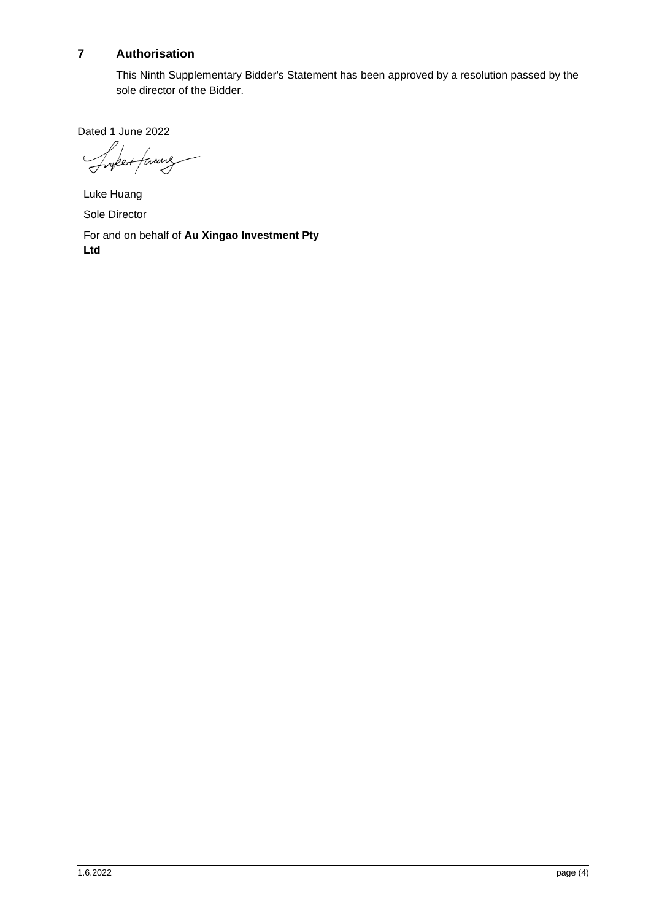## 7 Authorisation

This Ninth Supplementary Bidder's Statement has been approved by a resolution passed by the sole director of the Bidder.

Dated 1 June 2022

Luke Huang

Sole Director

For and on behalf of **Au Xingao Investment Pty Ltd**